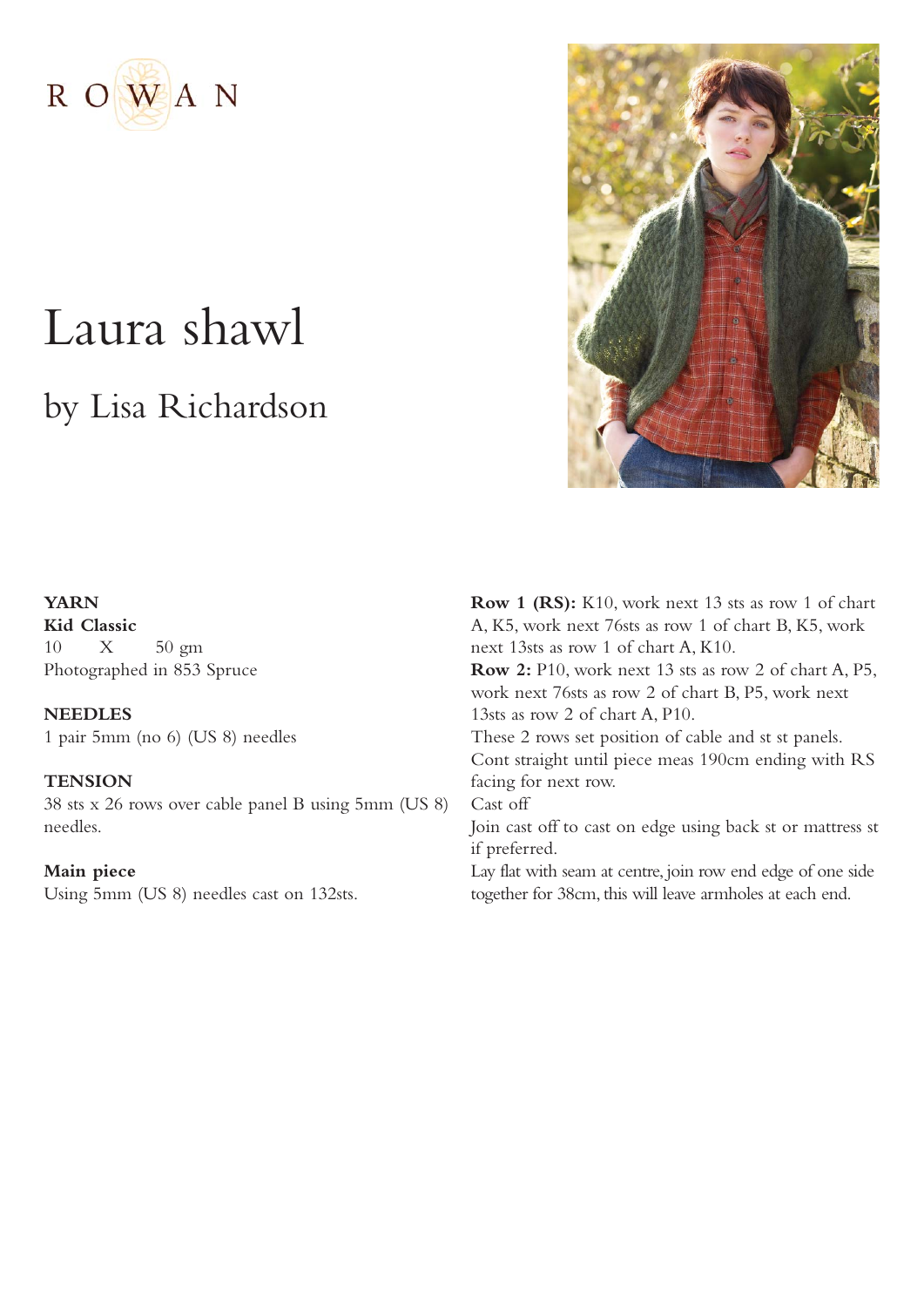ROWAN

# Laura shawl

## by Lisa Richardson

**YARN**
**Kid Classic**
10 X 50 gm
Photographed in 853 Spruce

**NEEDLES**
1 pair 5mm (no 6) (US 8) needles

**TENSION**
38 sts x 26 rows over cable panel B using 5mm (US 8) needles.

**Main piece**
Using 5mm (US 8) needles cast on 132sts.

**Row 1 (RS):** K10, work next 13 sts as row 1 of chart A, K5, work next 76sts as row 1 of chart B, K5, work next 13sts as row 1 of chart A, K10.
**Row 2:** P10, work next 13 sts as row 2 of chart A, P5, work next 76sts as row 2 of chart B, P5, work next 13sts as row 2 of chart A, P10.
These 2 rows set position of cable and st st panels.
Cont straight until piece meas 190cm ending with RS facing for next row.
Cast off
Join cast off to cast on edge using back st or mattress st if preferred.
Lay flat with seam at centre, join row end edge of one side together for 38cm, this will leave armholes at each end.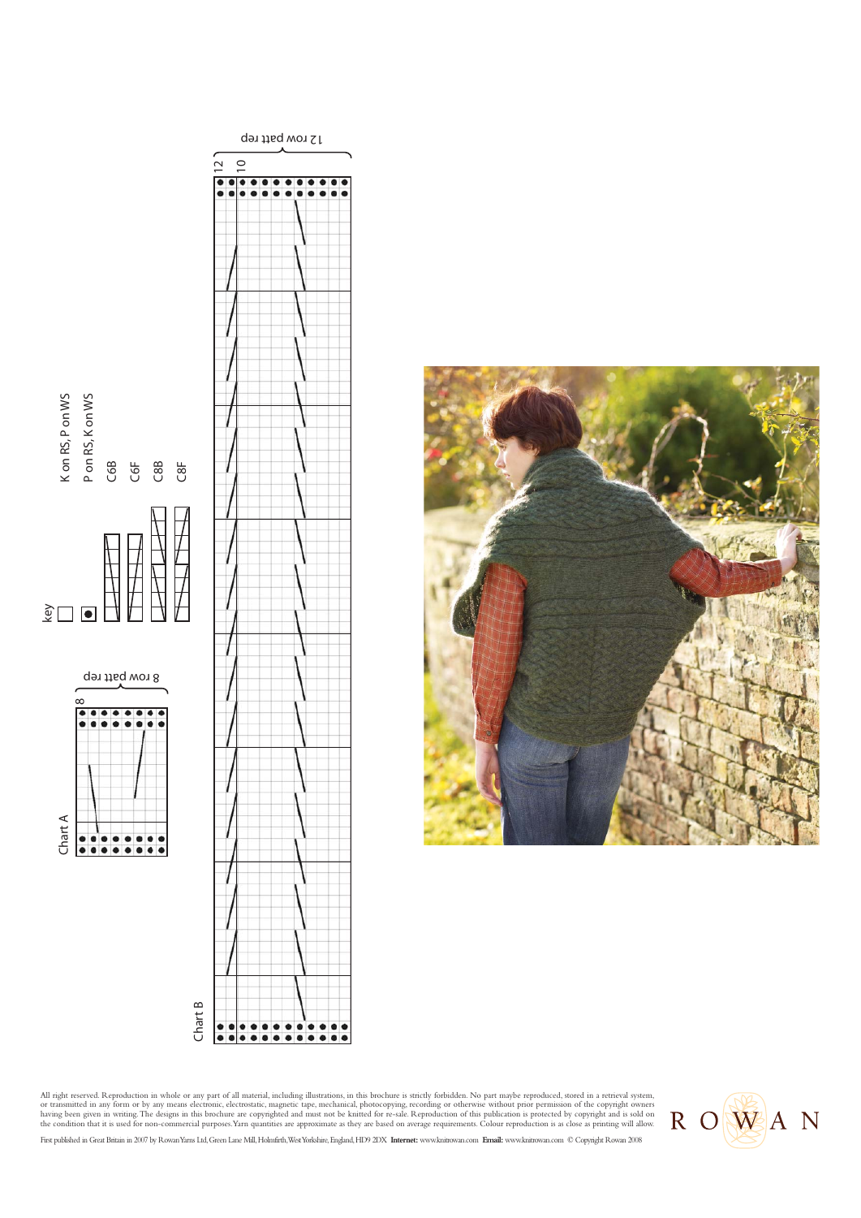key

K on RS, P on WS

P on RS, K on WS

C6B

C6F

C8B

C8F

Chart A

8

8 row patt rep

Chart B

12

10

12 row patt rep

All right reserved. Reproduction in whole or any part of all material, including illustrations, in this brochure is strictly forbidden. No part maybe reproduced, stored in a retrieval system, or transmitted in any form or by any means electronic, electrostatic, magnetic tape, mechanical, photocopying, recording or otherwise without prior permission of the copyright owners having been given in writing. The designs in this brochure are copyrighted and must not be knitted for re-sale. Reproduction of this publication is protected by copyright and is sold on the condition that it is used for non-commercial purposes. Yarn quantities are approximate as they are based on average requirements. Colour reproduction is as close as printing will allow.

First published in Great Britain in 2007 by Rowan Yarns Ltd, Green Lane Mill, Holmfirth, West Yorkshire, England, HD9 2DX **Internet:** www.knitrowan.com **Email:** www.knitrowan.com © Copyright Rowan 2008

ROWAN